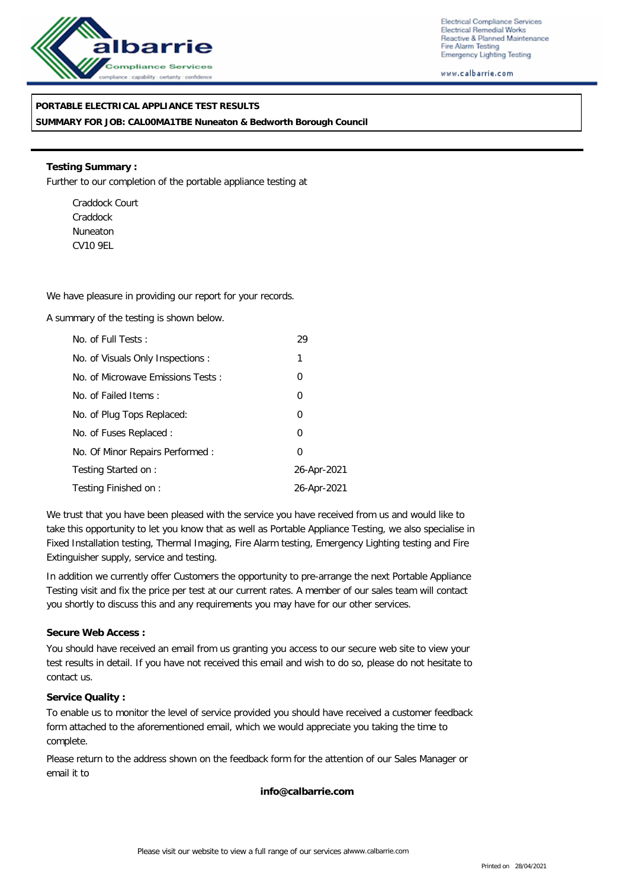albarrie Compliance Services
compliance : capability : certainty : confidence

Electrical Compliance Services
Electrical Remedial Works
Reactive & Planned Maintenance
Fire Alarm Testing
Emergency Lighting Testing

www.calbarrie.com

**PORTABLE ELECTRICAL APPLIANCE TEST RESULTS**
**SUMMARY FOR JOB: CAL00MA1TBE Nuneaton & Bedworth Borough Council**

**Testing Summary :**

Further to our completion of the portable appliance testing at

Craddock Court
Craddock
Nuneaton
CV10 9EL

We have pleasure in providing our report for your records.

A summary of the testing is shown below.

| | |
|---|---|
| No. of Full Tests : | 29 |
| No. of Visuals Only Inspections : | 1 |
| No. of Microwave Emissions Tests : | 0 |
| No. of Failed Items : | 0 |
| No. of Plug Tops Replaced: | 0 |
| No. of Fuses Replaced : | 0 |
| No. Of Minor Repairs Performed : | 0 |
| Testing Started on : | 26-Apr-2021 |
| Testing Finished on : | 26-Apr-2021 |

We trust that you have been pleased with the service you have received from us and would like to take this opportunity to let you know that as well as Portable Appliance Testing, we also specialise in Fixed Installation testing, Thermal Imaging, Fire Alarm testing, Emergency Lighting testing and Fire Extinguisher supply, service and testing.

In addition we currently offer Customers the opportunity to pre-arrange the next Portable Appliance Testing visit and fix the price per test at our current rates. A member of our sales team will contact you shortly to discuss this and any requirements you may have for our other services.

**Secure Web Access :**

You should have received an email from us granting you access to our secure web site to view your test results in detail. If you have not received this email and wish to do so, please do not hesitate to contact us.

**Service Quality :**

To enable us to monitor the level of service provided you should have received a customer feedback form attached to the aforementioned email, which we would appreciate you taking the time to complete.

Please return to the address shown on the feedback form for the attention of our Sales Manager or email it to

**info@calbarrie.com**

Please visit our website to view a full range of our services atwww.calbarrie.com

Printed on 28/04/2021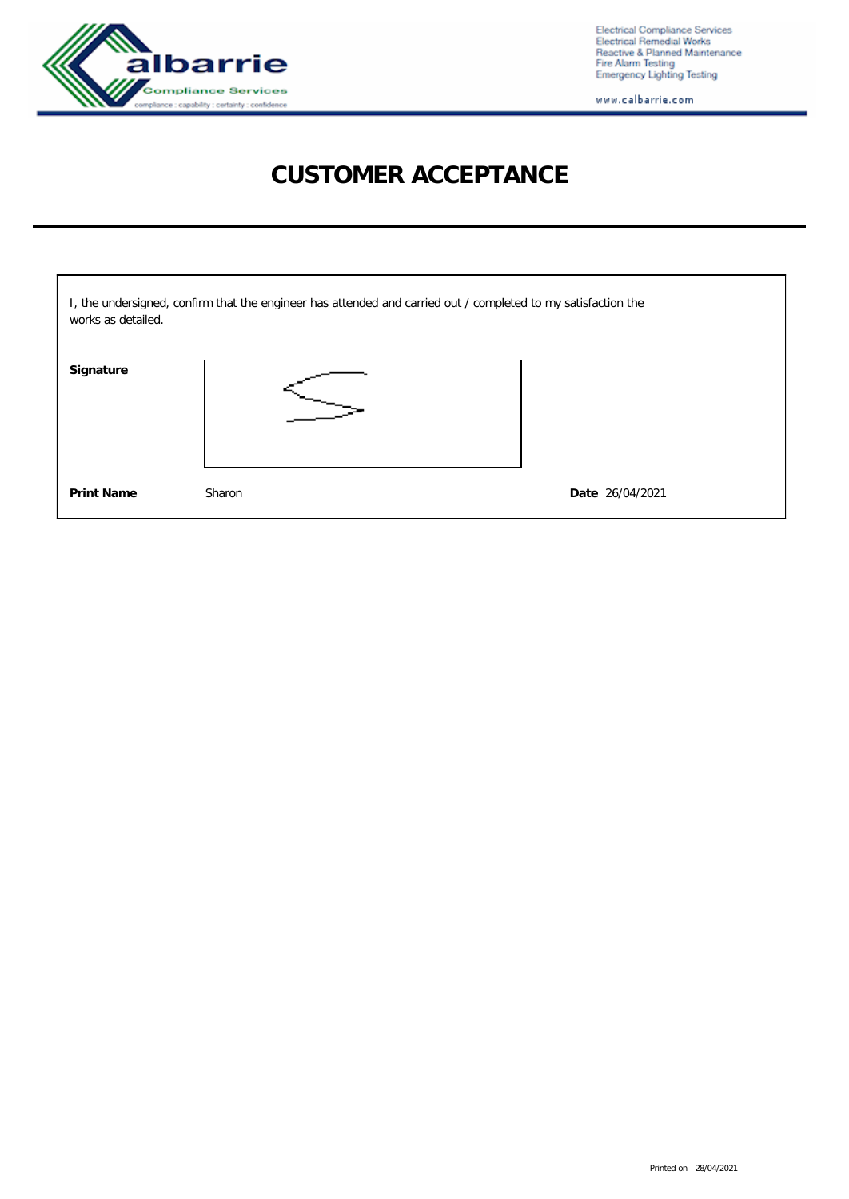Electrical Compliance Services
Electrical Remedial Works
Reactive & Planned Maintenance
Fire Alarm Testing
Emergency Lighting Testing

www.calbarrie.com

# CUSTOMER ACCEPTANCE

I, the undersigned, confirm that the engineer has attended and carried out / completed to my satisfaction the works as detailed.

**Signature**

**Print Name** Sharon **Date** 26/04/2021

Printed on 28/04/2021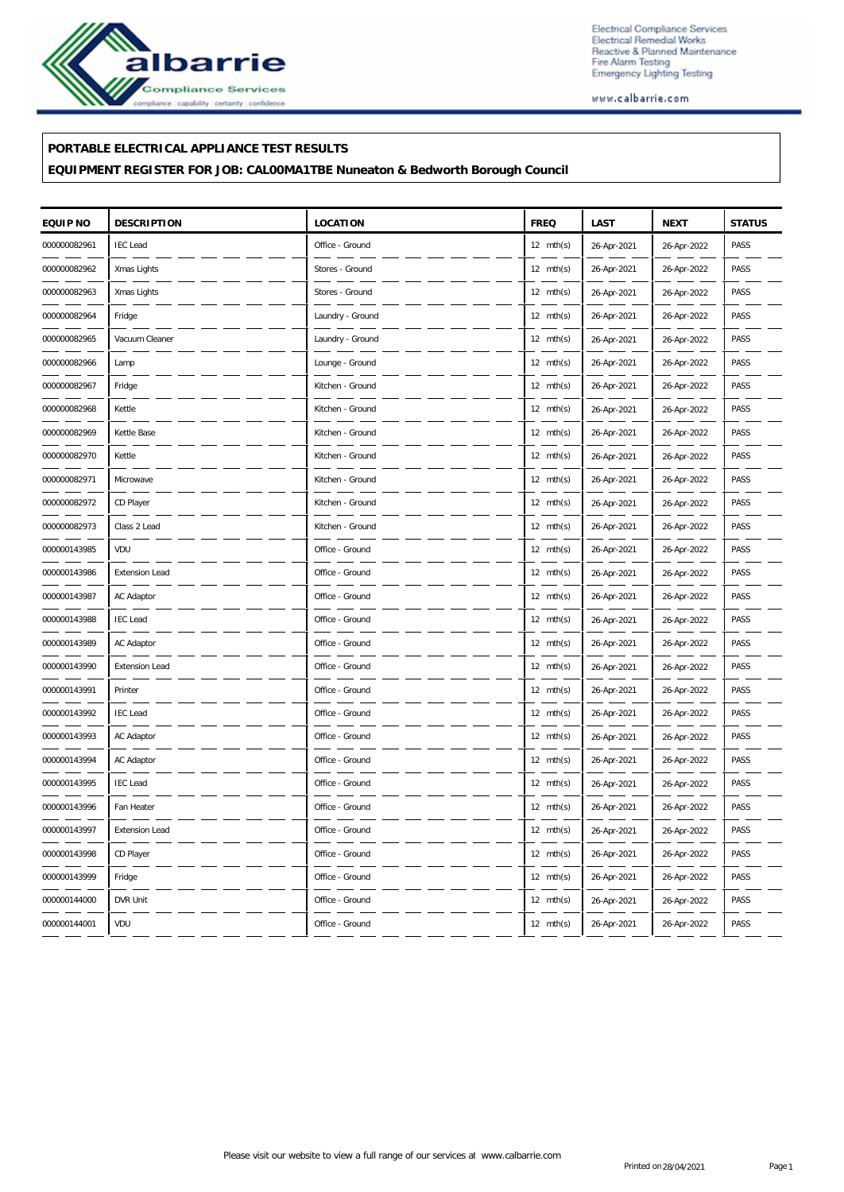**PORTABLE ELECTRICAL APPLIANCE TEST RESULTS**

**EQUIPMENT REGISTER FOR JOB: CAL00MA1TBE Nuneaton & Bedworth Borough Council**

| EQUIP NO | DESCRIPTION | LOCATION | FREQ | LAST | NEXT | STATUS |
|---|---|---|---|---|---|---|
| 000000082961 | IEC Lead | Office - Ground | 12 mth(s) | 26-Apr-2021 | 26-Apr-2022 | PASS |
| 000000082962 | Xmas Lights | Stores - Ground | 12 mth(s) | 26-Apr-2021 | 26-Apr-2022 | PASS |
| 000000082963 | Xmas Lights | Stores - Ground | 12 mth(s) | 26-Apr-2021 | 26-Apr-2022 | PASS |
| 000000082964 | Fridge | Laundry - Ground | 12 mth(s) | 26-Apr-2021 | 26-Apr-2022 | PASS |
| 000000082965 | Vacuum Cleaner | Laundry - Ground | 12 mth(s) | 26-Apr-2021 | 26-Apr-2022 | PASS |
| 000000082966 | Lamp | Lounge - Ground | 12 mth(s) | 26-Apr-2021 | 26-Apr-2022 | PASS |
| 000000082967 | Fridge | Kitchen - Ground | 12 mth(s) | 26-Apr-2021 | 26-Apr-2022 | PASS |
| 000000082968 | Kettle | Kitchen - Ground | 12 mth(s) | 26-Apr-2021 | 26-Apr-2022 | PASS |
| 000000082969 | Kettle Base | Kitchen - Ground | 12 mth(s) | 26-Apr-2021 | 26-Apr-2022 | PASS |
| 000000082970 | Kettle | Kitchen - Ground | 12 mth(s) | 26-Apr-2021 | 26-Apr-2022 | PASS |
| 000000082971 | Microwave | Kitchen - Ground | 12 mth(s) | 26-Apr-2021 | 26-Apr-2022 | PASS |
| 000000082972 | CD Player | Kitchen - Ground | 12 mth(s) | 26-Apr-2021 | 26-Apr-2022 | PASS |
| 000000082973 | Class 2 Lead | Kitchen - Ground | 12 mth(s) | 26-Apr-2021 | 26-Apr-2022 | PASS |
| 000000143985 | VDU | Office - Ground | 12 mth(s) | 26-Apr-2021 | 26-Apr-2022 | PASS |
| 000000143986 | Extension Lead | Office - Ground | 12 mth(s) | 26-Apr-2021 | 26-Apr-2022 | PASS |
| 000000143987 | AC Adaptor | Office - Ground | 12 mth(s) | 26-Apr-2021 | 26-Apr-2022 | PASS |
| 000000143988 | IEC Lead | Office - Ground | 12 mth(s) | 26-Apr-2021 | 26-Apr-2022 | PASS |
| 000000143989 | AC Adaptor | Office - Ground | 12 mth(s) | 26-Apr-2021 | 26-Apr-2022 | PASS |
| 000000143990 | Extension Lead | Office - Ground | 12 mth(s) | 26-Apr-2021 | 26-Apr-2022 | PASS |
| 000000143991 | Printer | Office - Ground | 12 mth(s) | 26-Apr-2021 | 26-Apr-2022 | PASS |
| 000000143992 | IEC Lead | Office - Ground | 12 mth(s) | 26-Apr-2021 | 26-Apr-2022 | PASS |
| 000000143993 | AC Adaptor | Office - Ground | 12 mth(s) | 26-Apr-2021 | 26-Apr-2022 | PASS |
| 000000143994 | AC Adaptor | Office - Ground | 12 mth(s) | 26-Apr-2021 | 26-Apr-2022 | PASS |
| 000000143995 | IEC Lead | Office - Ground | 12 mth(s) | 26-Apr-2021 | 26-Apr-2022 | PASS |
| 000000143996 | Fan Heater | Office - Ground | 12 mth(s) | 26-Apr-2021 | 26-Apr-2022 | PASS |
| 000000143997 | Extension Lead | Office - Ground | 12 mth(s) | 26-Apr-2021 | 26-Apr-2022 | PASS |
| 000000143998 | CD Player | Office - Ground | 12 mth(s) | 26-Apr-2021 | 26-Apr-2022 | PASS |
| 000000143999 | Fridge | Office - Ground | 12 mth(s) | 26-Apr-2021 | 26-Apr-2022 | PASS |
| 000000144000 | DVR Unit | Office - Ground | 12 mth(s) | 26-Apr-2021 | 26-Apr-2022 | PASS |
| 000000144001 | VDU | Office - Ground | 12 mth(s) | 26-Apr-2021 | 26-Apr-2022 | PASS |